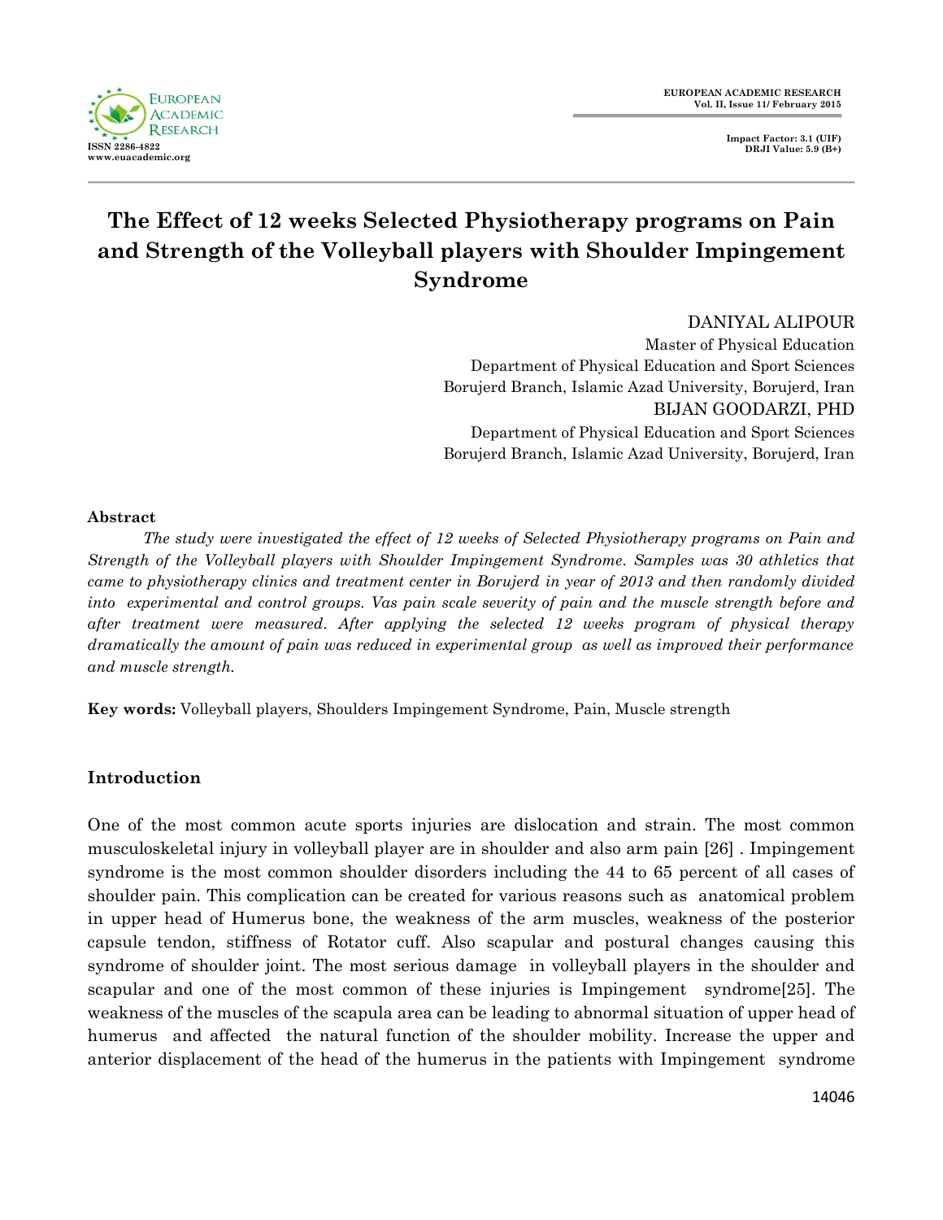# The Effect of 12 weeks Selected Physiotherapy programs on Pain and Strength of the Volleyball players with Shoulder Impingement Syndrome

DANIYAL ALIPOUR
Master of Physical Education
Department of Physical Education and Sport Sciences
Borujerd Branch, Islamic Azad University, Borujerd, Iran

BIJAN GOODARZI, PHD
Department of Physical Education and Sport Sciences
Borujerd Branch, Islamic Azad University, Borujerd, Iran

## Abstract

*The study were investigated the effect of 12 weeks of Selected Physiotherapy programs on Pain and Strength of the Volleyball players with Shoulder Impingement Syndrome. Samples was 30 athletics that came to physiotherapy clinics and treatment center in Borujerd in year of 2013 and then randomly divided into experimental and control groups. Vas pain scale severity of pain and the muscle strength before and after treatment were measured. After applying the selected 12 weeks program of physical therapy dramatically the amount of pain was reduced in experimental group as well as improved their performance and muscle strength.*

**Key words:** Volleyball players, Shoulders Impingement Syndrome, Pain, Muscle strength

## Introduction

One of the most common acute sports injuries are dislocation and strain. The most common musculoskeletal injury in volleyball player are in shoulder and also arm pain [26] . Impingement syndrome is the most common shoulder disorders including the 44 to 65 percent of all cases of shoulder pain. This complication can be created for various reasons such as anatomical problem in upper head of Humerus bone, the weakness of the arm muscles, weakness of the posterior capsule tendon, stiffness of Rotator cuff. Also scapular and postural changes causing this syndrome of shoulder joint. The most serious damage in volleyball players in the shoulder and scapular and one of the most common of these injuries is Impingement syndrome[25]. The weakness of the muscles of the scapula area can be leading to abnormal situation of upper head of humerus and affected the natural function of the shoulder mobility. Increase the upper and anterior displacement of the head of the humerus in the patients with Impingement syndrome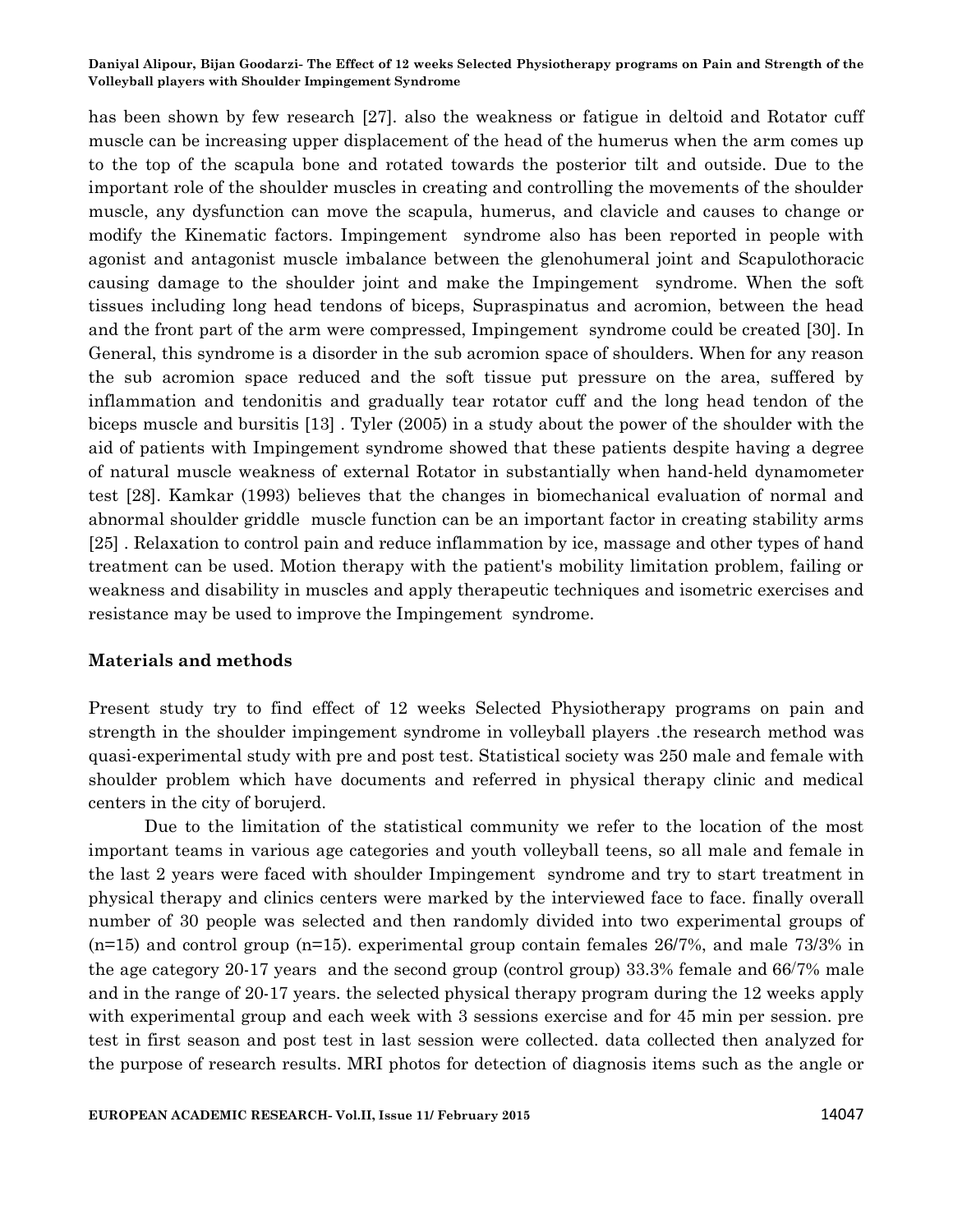has been shown by few research [27]. also the weakness or fatigue in deltoid and Rotator cuff muscle can be increasing upper displacement of the head of the humerus when the arm comes up to the top of the scapula bone and rotated towards the posterior tilt and outside. Due to the important role of the shoulder muscles in creating and controlling the movements of the shoulder muscle, any dysfunction can move the scapula, humerus, and clavicle and causes to change or modify the Kinematic factors. Impingement syndrome also has been reported in people with agonist and antagonist muscle imbalance between the glenohumeral joint and Scapulothoracic causing damage to the shoulder joint and make the Impingement syndrome. When the soft tissues including long head tendons of biceps, Supraspinatus and acromion, between the head and the front part of the arm were compressed, Impingement syndrome could be created [30]. In General, this syndrome is a disorder in the sub acromion space of shoulders. When for any reason the sub acromion space reduced and the soft tissue put pressure on the area, suffered by inflammation and tendonitis and gradually tear rotator cuff and the long head tendon of the biceps muscle and bursitis [13] . Tyler (2005) in a study about the power of the shoulder with the aid of patients with Impingement syndrome showed that these patients despite having a degree of natural muscle weakness of external Rotator in substantially when hand-held dynamometer test [28]. Kamkar (1993) believes that the changes in biomechanical evaluation of normal and abnormal shoulder griddle muscle function can be an important factor in creating stability arms [25] . Relaxation to control pain and reduce inflammation by ice, massage and other types of hand treatment can be used. Motion therapy with the patient's mobility limitation problem, failing or weakness and disability in muscles and apply therapeutic techniques and isometric exercises and resistance may be used to improve the Impingement syndrome.

## Materials and methods

Present study try to find effect of 12 weeks Selected Physiotherapy programs on pain and strength in the shoulder impingement syndrome in volleyball players .the research method was quasi-experimental study with pre and post test. Statistical society was 250 male and female with shoulder problem which have documents and referred in physical therapy clinic and medical centers in the city of borujerd.

Due to the limitation of the statistical community we refer to the location of the most important teams in various age categories and youth volleyball teens, so all male and female in the last 2 years were faced with shoulder Impingement syndrome and try to start treatment in physical therapy and clinics centers were marked by the interviewed face to face. finally overall number of 30 people was selected and then randomly divided into two experimental groups of (n=15) and control group (n=15). experimental group contain females 26/7%, and male 73/3% in the age category 20-17 years and the second group (control group) 33.3% female and 66/7% male and in the range of 20-17 years. the selected physical therapy program during the 12 weeks apply with experimental group and each week with 3 sessions exercise and for 45 min per session. pre test in first season and post test in last session were collected. data collected then analyzed for the purpose of research results. MRI photos for detection of diagnosis items such as the angle or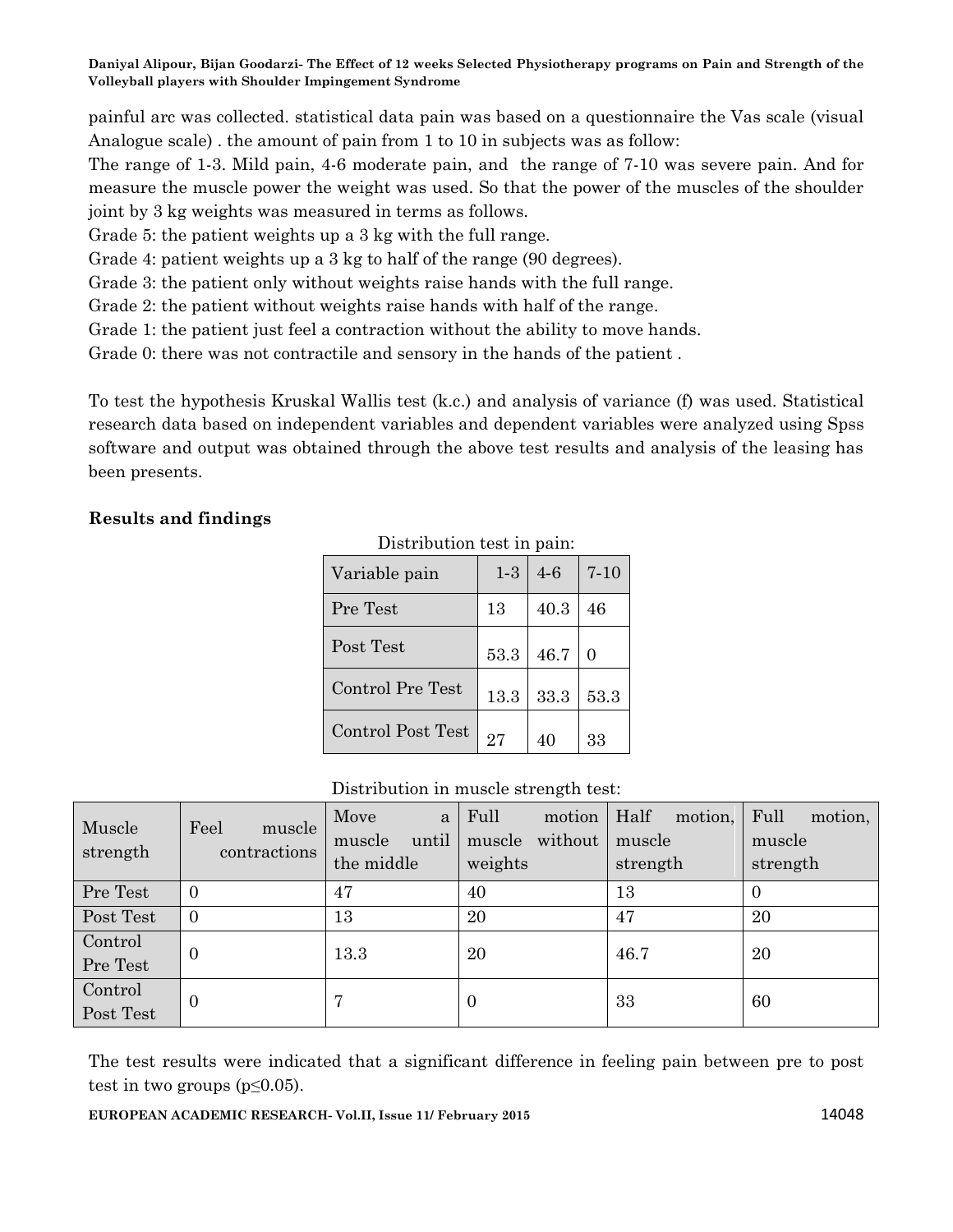painful arc was collected. statistical data pain was based on a questionnaire the Vas scale (visual Analogue scale) . the amount of pain from 1 to 10 in subjects was as follow:

The range of 1-3. Mild pain, 4-6 moderate pain, and the range of 7-10 was severe pain. And for measure the muscle power the weight was used. So that the power of the muscles of the shoulder joint by 3 kg weights was measured in terms as follows.

Grade 5: the patient weights up a 3 kg with the full range.

Grade 4: patient weights up a 3 kg to half of the range (90 degrees).

Grade 3: the patient only without weights raise hands with the full range.

Grade 2: the patient without weights raise hands with half of the range.

Grade 1: the patient just feel a contraction without the ability to move hands.

Grade 0: there was not contractile and sensory in the hands of the patient .

To test the hypothesis Kruskal Wallis test (k.c.) and analysis of variance (f) was used. Statistical research data based on independent variables and dependent variables were analyzed using Spss software and output was obtained through the above test results and analysis of the leasing has been presents.

**Results and findings**

Distribution test in pain:

| Variable pain | 1-3 | 4-6 | 7-10 |
|---|---|---|---|
| Pre Test | 13 | 40.3 | 46 |
| Post Test | 53.3 | 46.7 | 0 |
| Control Pre Test | 13.3 | 33.3 | 53.3 |
| Control Post Test | 27 | 40 | 33 |

Distribution in muscle strength test:

| Muscle strength | Feel muscle contractions | Move a muscle until the middle | Full motion muscle without weights | Half motion, muscle strength | Full motion, muscle strength |
|---|---|---|---|---|---|
| Pre Test | 0 | 47 | 40 | 13 | 0 |
| Post Test | 0 | 13 | 20 | 47 | 20 |
| Control Pre Test | 0 | 13.3 | 20 | 46.7 | 20 |
| Control Post Test | 0 | 7 | 0 | 33 | 60 |

The test results were indicated that a significant difference in feeling pain between pre to post test in two groups ($p \leq 0.05$).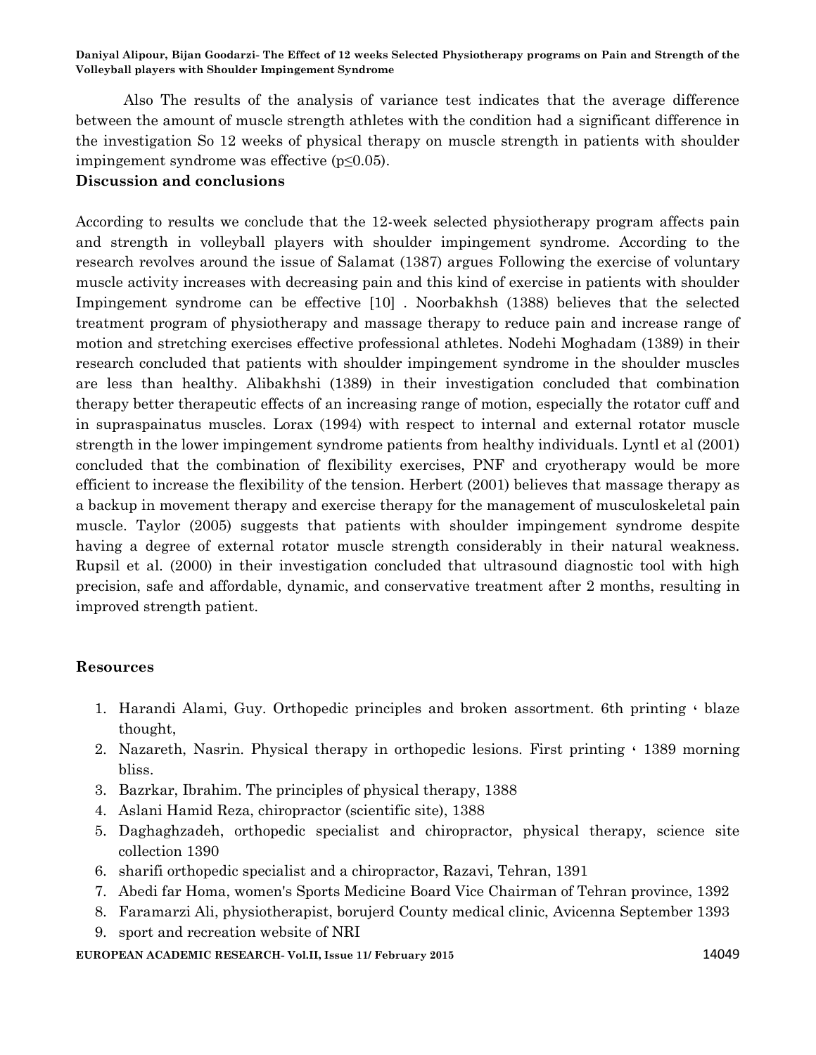Also The results of the analysis of variance test indicates that the average difference between the amount of muscle strength athletes with the condition had a significant difference in the investigation So 12 weeks of physical therapy on muscle strength in patients with shoulder impingement syndrome was effective ($p \leq 0.05$).

**Discussion and conclusions**

According to results we conclude that the 12-week selected physiotherapy program affects pain and strength in volleyball players with shoulder impingement syndrome. According to the research revolves around the issue of Salamat (1387) argues Following the exercise of voluntary muscle activity increases with decreasing pain and this kind of exercise in patients with shoulder Impingement syndrome can be effective [10] . Noorbakhsh (1388) believes that the selected treatment program of physiotherapy and massage therapy to reduce pain and increase range of motion and stretching exercises effective professional athletes. Nodehi Moghadam (1389) in their research concluded that patients with shoulder impingement syndrome in the shoulder muscles are less than healthy. Alibakhshi (1389) in their investigation concluded that combination therapy better therapeutic effects of an increasing range of motion, especially the rotator cuff and in supraspainatus muscles. Lorax (1994) with respect to internal and external rotator muscle strength in the lower impingement syndrome patients from healthy individuals. Lyntl et al (2001) concluded that the combination of flexibility exercises, PNF and cryotherapy would be more efficient to increase the flexibility of the tension. Herbert (2001) believes that massage therapy as a backup in movement therapy and exercise therapy for the management of musculoskeletal pain muscle. Taylor (2005) suggests that patients with shoulder impingement syndrome despite having a degree of external rotator muscle strength considerably in their natural weakness. Rupsil et al. (2000) in their investigation concluded that ultrasound diagnostic tool with high precision, safe and affordable, dynamic, and conservative treatment after 2 months, resulting in improved strength patient.

**Resources**

1. Harandi Alami, Guy. Orthopedic principles and broken assortment. 6th printing ‘ blaze thought,
2. Nazareth, Nasrin. Physical therapy in orthopedic lesions. First printing ‘ 1389 morning bliss.
3. Bazrkar, Ibrahim. The principles of physical therapy, 1388
4. Aslani Hamid Reza, chiropractor (scientific site), 1388
5. Daghaghzadeh, orthopedic specialist and chiropractor, physical therapy, science site collection 1390
6. sharifi orthopedic specialist and a chiropractor, Razavi, Tehran, 1391
7. Abedi far Homa, women's Sports Medicine Board Vice Chairman of Tehran province, 1392
8. Faramarzi Ali, physiotherapist, borujerd County medical clinic, Avicenna September 1393
9. sport and recreation website of NRI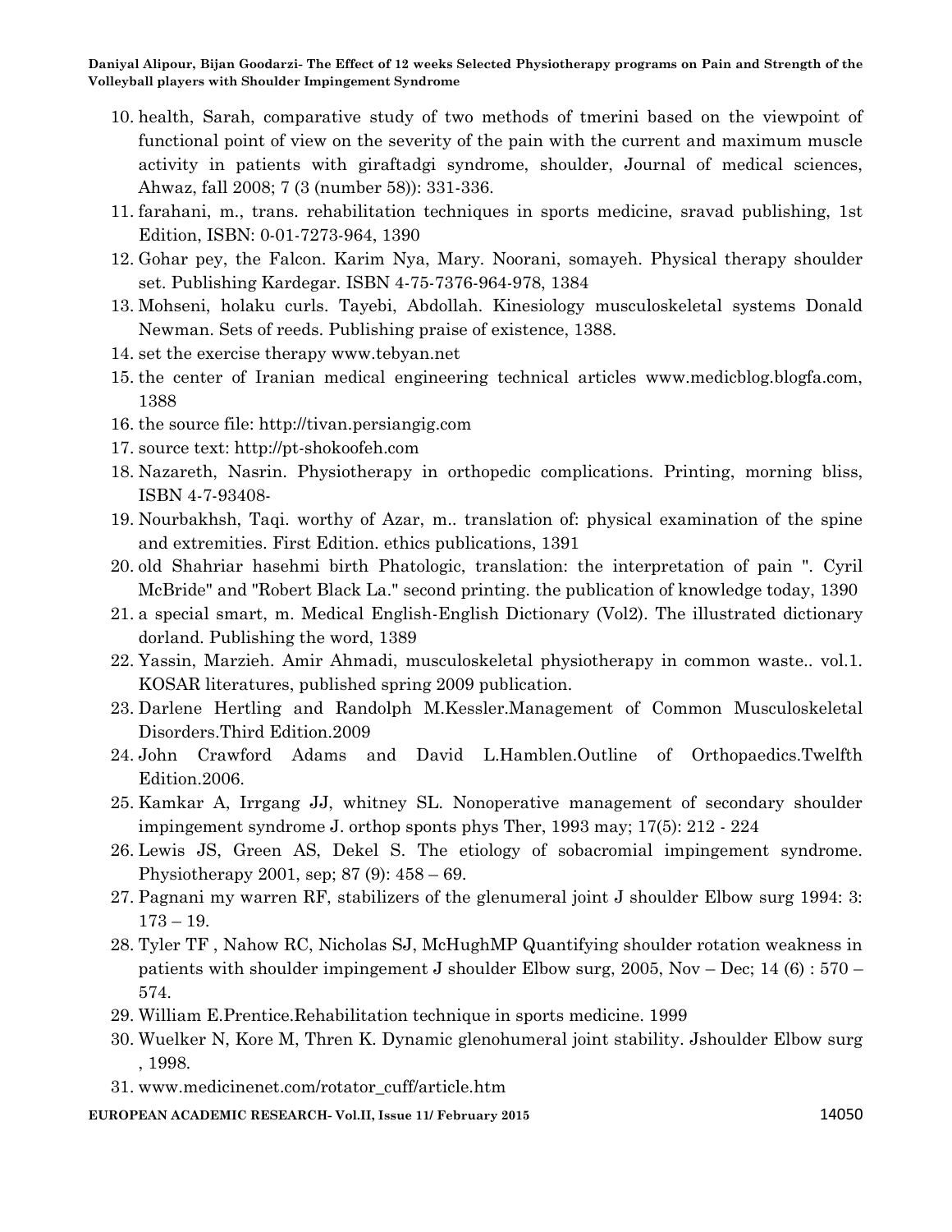10. health, Sarah, comparative study of two methods of tmerini based on the viewpoint of functional point of view on the severity of the pain with the current and maximum muscle activity in patients with giraftadgi syndrome, shoulder, Journal of medical sciences, Ahwaz, fall 2008; 7 (3 (number 58)): 331-336.
11. farahani, m., trans. rehabilitation techniques in sports medicine, sravad publishing, 1st Edition, ISBN: 0-01-7273-964, 1390
12. Gohar pey, the Falcon. Karim Nya, Mary. Noorani, somayeh. Physical therapy shoulder set. Publishing Kardegar. ISBN 4-75-7376-964-978, 1384
13. Mohseni, holaku curls. Tayebi, Abdollah. Kinesiology musculoskeletal systems Donald Newman. Sets of reeds. Publishing praise of existence, 1388.
14. set the exercise therapy www.tebyan.net
15. the center of Iranian medical engineering technical articles www.medicblog.blogfa.com, 1388
16. the source file: http://tivan.persiangig.com
17. source text: http://pt-shokoofeh.com
18. Nazareth, Nasrin. Physiotherapy in orthopedic complications. Printing, morning bliss, ISBN 4-7-93408-
19. Nourbakhsh, Taqi. worthy of Azar, m.. translation of: physical examination of the spine and extremities. First Edition. ethics publications, 1391
20. old Shahriar hasehmi birth Phatologic, translation: the interpretation of pain ". Cyril McBride" and "Robert Black La." second printing. the publication of knowledge today, 1390
21. a special smart, m. Medical English-English Dictionary (Vol2). The illustrated dictionary dorland. Publishing the word, 1389
22. Yassin, Marzieh. Amir Ahmadi, musculoskeletal physiotherapy in common waste.. vol.1. KOSAR literatures, published spring 2009 publication.
23. Darlene Hertling and Randolph M.Kessler.Management of Common Musculoskeletal Disorders.Third Edition.2009
24. John Crawford Adams and David L.Hamblen.Outline of Orthopaedics.Twelfth Edition.2006.
25. Kamkar A, Irrgang JJ, whitney SL. Nonoperative management of secondary shoulder impingement syndrome J. orthop sponts phys Ther, 1993 may; 17(5): 212 - 224
26. Lewis JS, Green AS, Dekel S. The etiology of sobacromial impingement syndrome. Physiotherapy 2001, sep; 87 (9): 458 – 69.
27. Pagnani my warren RF, stabilizers of the glenumeral joint J shoulder Elbow surg 1994: 3: 173 – 19.
28. Tyler TF , Nahow RC, Nicholas SJ, McHughMP Quantifying shoulder rotation weakness in patients with shoulder impingement J shoulder Elbow surg, 2005, Nov – Dec; 14 (6) : 570 – 574.
29. William E.Prentice.Rehabilitation technique in sports medicine. 1999
30. Wuelker N, Kore M, Thren K. Dynamic glenohumeral joint stability. Jshoulder Elbow surg , 1998.
31. www.medicinenet.com/rotator_cuff/article.htm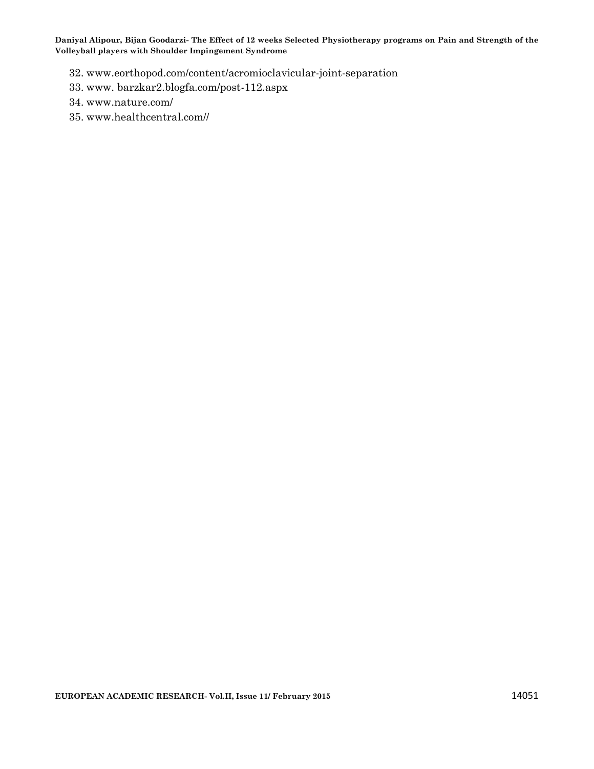32. www.eorthopod.com/content/acromioclavicular-joint-separation
33. www. barzkar2.blogfa.com/post-112.aspx
34. www.nature.com/
35. www.healthcentral.com//